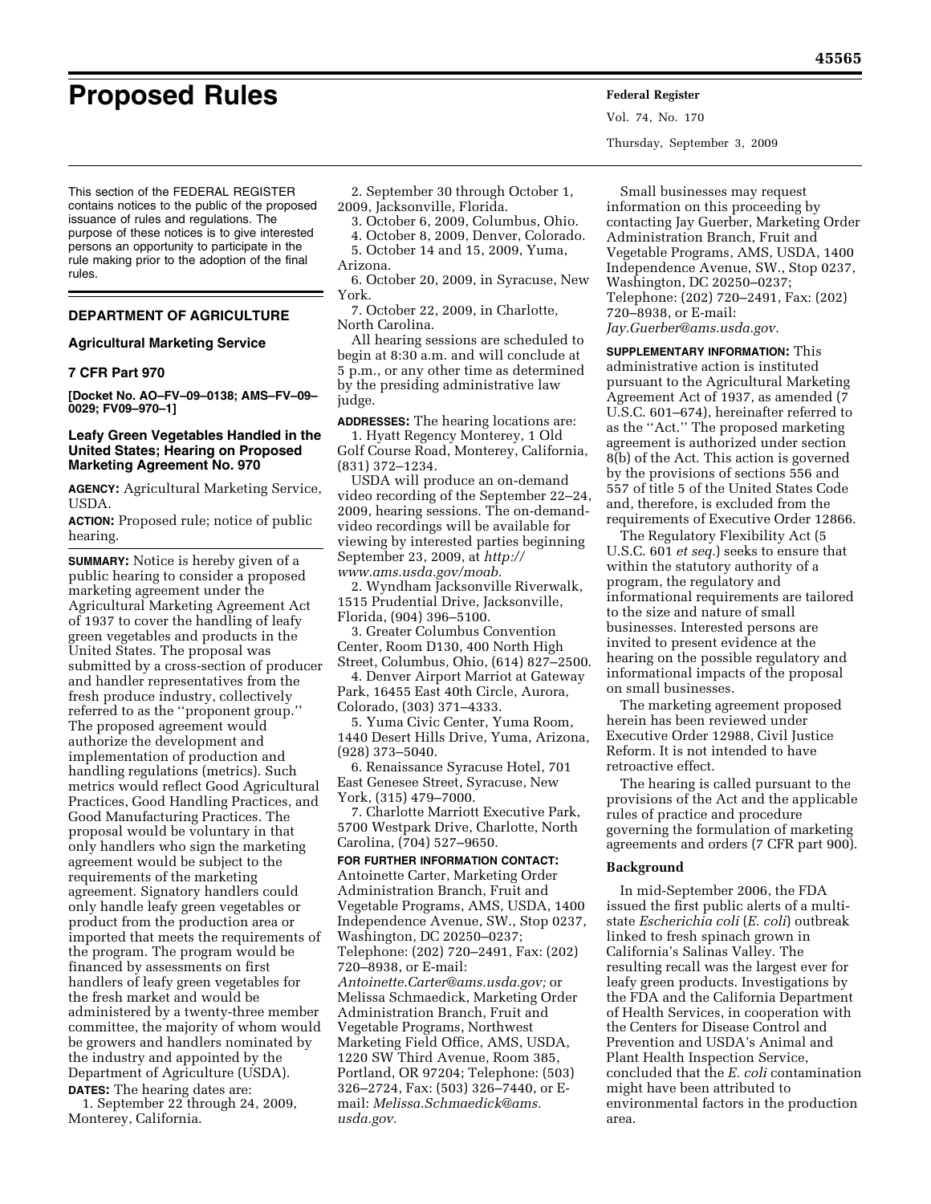# Proposed Rules

This section of the FEDERAL REGISTER contains notices to the public of the proposed issuance of rules and regulations. The purpose of these notices is to give interested persons an opportunity to participate in the rule making prior to the adoption of the final rules.

## DEPARTMENT OF AGRICULTURE

### Agricultural Marketing Service

### 7 CFR Part 970

**[Docket No. AO–FV–09–0138; AMS–FV–09–0029; FV09–970–1]**

### Leafy Green Vegetables Handled in the United States; Hearing on Proposed Marketing Agreement No. 970

**AGENCY:** Agricultural Marketing Service, USDA.

**ACTION:** Proposed rule; notice of public hearing.

**SUMMARY:** Notice is hereby given of a public hearing to consider a proposed marketing agreement under the Agricultural Marketing Agreement Act of 1937 to cover the handling of leafy green vegetables and products in the United States. The proposal was submitted by a cross-section of producer and handler representatives from the fresh produce industry, collectively referred to as the ''proponent group.'' The proposed agreement would authorize the development and implementation of production and handling regulations (metrics). Such metrics would reflect Good Agricultural Practices, Good Handling Practices, and Good Manufacturing Practices. The proposal would be voluntary in that only handlers who sign the marketing agreement would be subject to the requirements of the marketing agreement. Signatory handlers could only handle leafy green vegetables or product from the production area or imported that meets the requirements of the program. The program would be financed by assessments on first handlers of leafy green vegetables for the fresh market and would be administered by a twenty-three member committee, the majority of whom would be growers and handlers nominated by the industry and appointed by the Department of Agriculture (USDA).

**DATES:** The hearing dates are:

1. September 22 through 24, 2009, Monterey, California.
2. September 30 through October 1, 2009, Jacksonville, Florida.
3. October 6, 2009, Columbus, Ohio.
4. October 8, 2009, Denver, Colorado.
5. October 14 and 15, 2009, Yuma, Arizona.
6. October 20, 2009, in Syracuse, New York.
7. October 22, 2009, in Charlotte, North Carolina.

All hearing sessions are scheduled to begin at 8:30 a.m. and will conclude at 5 p.m., or any other time as determined by the presiding administrative law judge.

**ADDRESSES:** The hearing locations are:

1. Hyatt Regency Monterey, 1 Old Golf Course Road, Monterey, California, (831) 372–1234.

USDA will produce an on-demand video recording of the September 22–24, 2009, hearing sessions. The on-demand-video recordings will be available for viewing by interested parties beginning September 23, 2009, at *http://www.ams.usda.gov/moab.*

2. Wyndham Jacksonville Riverwalk, 1515 Prudential Drive, Jacksonville, Florida, (904) 396–5100.
3. Greater Columbus Convention Center, Room D130, 400 North High Street, Columbus, Ohio, (614) 827–2500.
4. Denver Airport Marriot at Gateway Park, 16455 East 40th Circle, Aurora, Colorado, (303) 371–4333.
5. Yuma Civic Center, Yuma Room, 1440 Desert Hills Drive, Yuma, Arizona, (928) 373–5040.
6. Renaissance Syracuse Hotel, 701 East Genesee Street, Syracuse, New York, (315) 479–7000.
7. Charlotte Marriott Executive Park, 5700 Westpark Drive, Charlotte, North Carolina, (704) 527–9650.

**FOR FURTHER INFORMATION CONTACT:** Antoinette Carter, Marketing Order Administration Branch, Fruit and Vegetable Programs, AMS, USDA, 1400 Independence Avenue, SW., Stop 0237, Washington, DC 20250–0237; Telephone: (202) 720–2491, Fax: (202) 720–8938, or E-mail: *Antoinette.Carter@ams.usda.gov;* or Melissa Schmaedick, Marketing Order Administration Branch, Fruit and Vegetable Programs, Northwest Marketing Field Office, AMS, USDA, 1220 SW Third Avenue, Room 385, Portland, OR 97204; Telephone: (503) 326–2724, Fax: (503) 326–7440, or E-mail: *Melissa.Schmaedick@ams.usda.gov.*

Small businesses may request information on this proceeding by contacting Jay Guerber, Marketing Order Administration Branch, Fruit and Vegetable Programs, AMS, USDA, 1400 Independence Avenue, SW., Stop 0237, Washington, DC 20250–0237; Telephone: (202) 720–2491, Fax: (202) 720–8938, or E-mail: *Jay.Guerber@ams.usda.gov.*

**SUPPLEMENTARY INFORMATION:** This administrative action is instituted pursuant to the Agricultural Marketing Agreement Act of 1937, as amended (7 U.S.C. 601–674), hereinafter referred to as the ''Act.'' The proposed marketing agreement is authorized under section 8(b) of the Act. This action is governed by the provisions of sections 556 and 557 of title 5 of the United States Code and, therefore, is excluded from the requirements of Executive Order 12866.

The Regulatory Flexibility Act (5 U.S.C. 601 *et seq.*) seeks to ensure that within the statutory authority of a program, the regulatory and informational requirements are tailored to the size and nature of small businesses. Interested persons are invited to present evidence at the hearing on the possible regulatory and informational impacts of the proposal on small businesses.

The marketing agreement proposed herein has been reviewed under Executive Order 12988, Civil Justice Reform. It is not intended to have retroactive effect.

The hearing is called pursuant to the provisions of the Act and the applicable rules of practice and procedure governing the formulation of marketing agreements and orders (7 CFR part 900).

**Background**

In mid-September 2006, the FDA issued the first public alerts of a multi-state *Escherichia coli* (*E. coli*) outbreak linked to fresh spinach grown in California's Salinas Valley. The resulting recall was the largest ever for leafy green products. Investigations by the FDA and the California Department of Health Services, in cooperation with the Centers for Disease Control and Prevention and USDA's Animal and Plant Health Inspection Service, concluded that the *E. coli* contamination might have been attributed to environmental factors in the production area.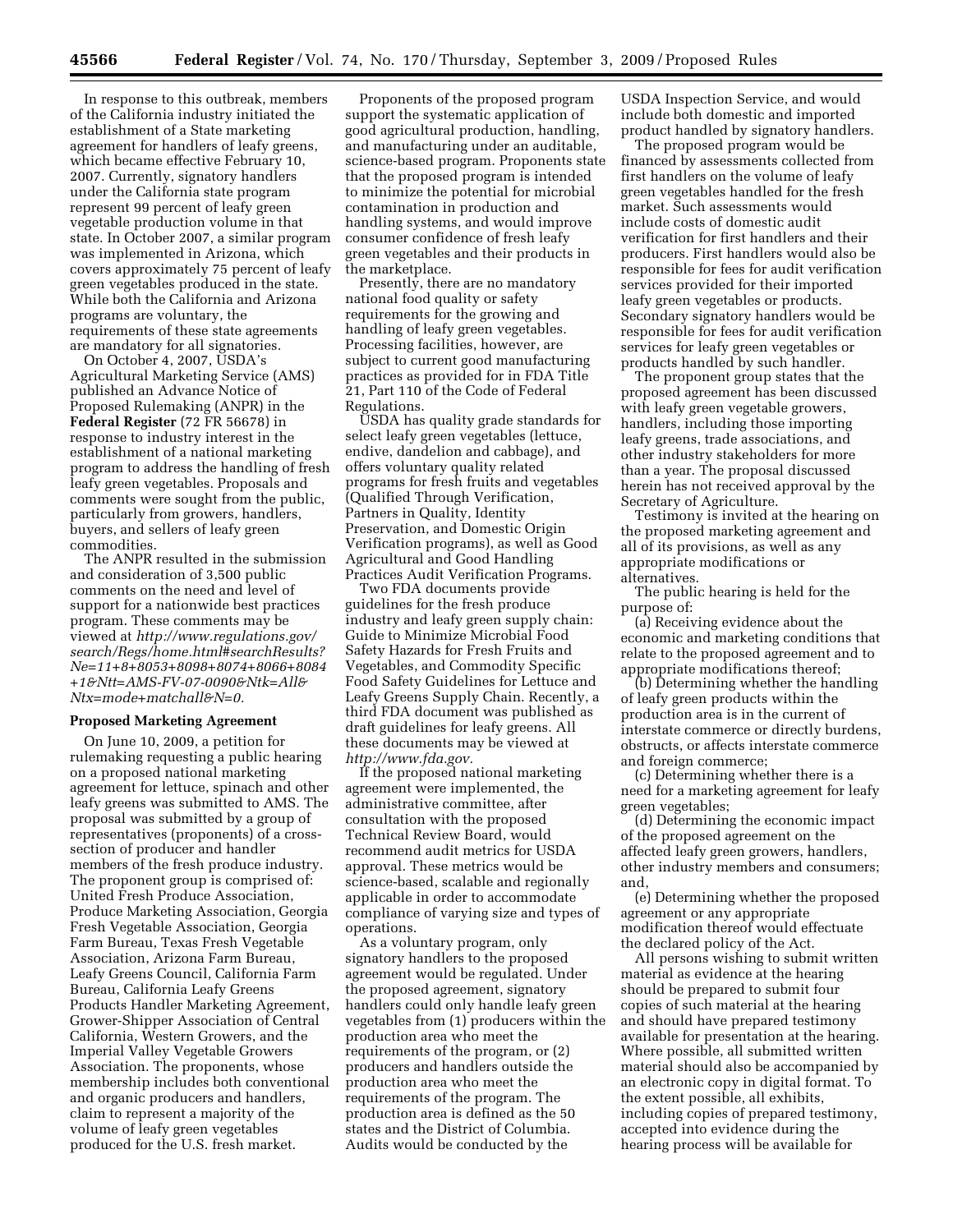In response to this outbreak, members of the California industry initiated the establishment of a State marketing agreement for handlers of leafy greens, which became effective February 10, 2007. Currently, signatory handlers under the California state program represent 99 percent of leafy green vegetable production volume in that state. In October 2007, a similar program was implemented in Arizona, which covers approximately 75 percent of leafy green vegetables produced in the state. While both the California and Arizona programs are voluntary, the requirements of these state agreements are mandatory for all signatories.

On October 4, 2007, USDA's Agricultural Marketing Service (AMS) published an Advance Notice of Proposed Rulemaking (ANPR) in the **Federal Register** (72 FR 56678) in response to industry interest in the establishment of a national marketing program to address the handling of fresh leafy green vegetables. Proposals and comments were sought from the public, particularly from growers, handlers, buyers, and sellers of leafy green commodities.

The ANPR resulted in the submission and consideration of 3,500 public comments on the need and level of support for a nationwide best practices program. These comments may be viewed at *http://www.regulations.gov/search/Regs/home.html#searchResults?Ne=11+8+8053+8098+8074+8066+8084+1&Ntt=AMS-FV-07-0090&Ntk=All&Ntx=mode+matchall&N=0.*

**Proposed Marketing Agreement**

On June 10, 2009, a petition for rulemaking requesting a public hearing on a proposed national marketing agreement for lettuce, spinach and other leafy greens was submitted to AMS. The proposal was submitted by a group of representatives (proponents) of a cross-section of producer and handler members of the fresh produce industry. The proponent group is comprised of: United Fresh Produce Association, Produce Marketing Association, Georgia Fresh Vegetable Association, Georgia Farm Bureau, Texas Fresh Vegetable Association, Arizona Farm Bureau, Leafy Greens Council, California Farm Bureau, California Leafy Greens Products Handler Marketing Agreement, Grower-Shipper Association of Central California, Western Growers, and the Imperial Valley Vegetable Growers Association. The proponents, whose membership includes both conventional and organic producers and handlers, claim to represent a majority of the volume of leafy green vegetables produced for the U.S. fresh market.

Proponents of the proposed program support the systematic application of good agricultural production, handling, and manufacturing under an auditable, science-based program. Proponents state that the proposed program is intended to minimize the potential for microbial contamination in production and handling systems, and would improve consumer confidence of fresh leafy green vegetables and their products in the marketplace.

Presently, there are no mandatory national food quality or safety requirements for the growing and handling of leafy green vegetables. Processing facilities, however, are subject to current good manufacturing practices as provided for in FDA Title 21, Part 110 of the Code of Federal Regulations.

USDA has quality grade standards for select leafy green vegetables (lettuce, endive, dandelion and cabbage), and offers voluntary quality related programs for fresh fruits and vegetables (Qualified Through Verification, Partners in Quality, Identity Preservation, and Domestic Origin Verification programs), as well as Good Agricultural and Good Handling Practices Audit Verification Programs.

Two FDA documents provide guidelines for the fresh produce industry and leafy green supply chain: Guide to Minimize Microbial Food Safety Hazards for Fresh Fruits and Vegetables, and Commodity Specific Food Safety Guidelines for Lettuce and Leafy Greens Supply Chain. Recently, a third FDA document was published as draft guidelines for leafy greens. All these documents may be viewed at *http://www.fda.gov.*

If the proposed national marketing agreement were implemented, the administrative committee, after consultation with the proposed Technical Review Board, would recommend audit metrics for USDA approval. These metrics would be science-based, scalable and regionally applicable in order to accommodate compliance of varying size and types of operations.

As a voluntary program, only signatory handlers to the proposed agreement would be regulated. Under the proposed agreement, signatory handlers could only handle leafy green vegetables from (1) producers within the production area who meet the requirements of the program, or (2) producers and handlers outside the production area who meet the requirements of the program. The production area is defined as the 50 states and the District of Columbia. Audits would be conducted by the USDA Inspection Service, and would include both domestic and imported product handled by signatory handlers.

The proposed program would be financed by assessments collected from first handlers on the volume of leafy green vegetables handled for the fresh market. Such assessments would include costs of domestic audit verification for first handlers and their producers. First handlers would also be responsible for fees for audit verification services provided for their imported leafy green vegetables or products. Secondary signatory handlers would be responsible for fees for audit verification services for leafy green vegetables or products handled by such handler.

The proponent group states that the proposed agreement has been discussed with leafy green vegetable growers, handlers, including those importing leafy greens, trade associations, and other industry stakeholders for more than a year. The proposal discussed herein has not received approval by the Secretary of Agriculture.

Testimony is invited at the hearing on the proposed marketing agreement and all of its provisions, as well as any appropriate modifications or alternatives.

The public hearing is held for the purpose of:

(a) Receiving evidence about the economic and marketing conditions that relate to the proposed agreement and to appropriate modifications thereof;

(b) Determining whether the handling of leafy green products within the production area is in the current of interstate commerce or directly burdens, obstructs, or affects interstate commerce and foreign commerce;

(c) Determining whether there is a need for a marketing agreement for leafy green vegetables;

(d) Determining the economic impact of the proposed agreement on the affected leafy green growers, handlers, other industry members and consumers; and,

(e) Determining whether the proposed agreement or any appropriate modification thereof would effectuate the declared policy of the Act.

All persons wishing to submit written material as evidence at the hearing should be prepared to submit four copies of such material at the hearing and should have prepared testimony available for presentation at the hearing. Where possible, all submitted written material should also be accompanied by an electronic copy in digital format. To the extent possible, all exhibits, including copies of prepared testimony, accepted into evidence during the hearing process will be available for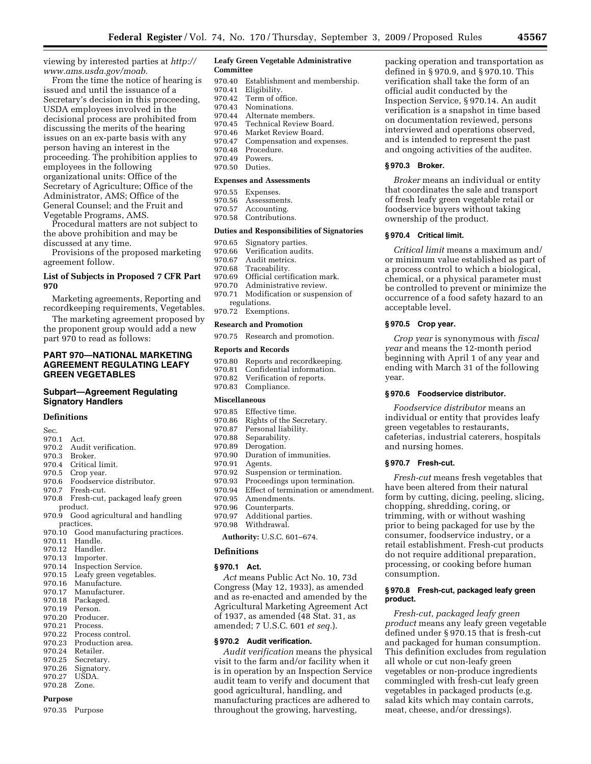viewing by interested parties at *http://www.ams.usda.gov/moab.*

From the time the notice of hearing is issued and until the issuance of a Secretary's decision in this proceeding, USDA employees involved in the decisional process are prohibited from discussing the merits of the hearing issues on an ex-parte basis with any person having an interest in the proceeding. The prohibition applies to employees in the following organizational units: Office of the Secretary of Agriculture; Office of the Administrator, AMS; Office of the General Counsel; and the Fruit and Vegetable Programs, AMS.

Procedural matters are not subject to the above prohibition and may be discussed at any time.

Provisions of the proposed marketing agreement follow.

## List of Subjects in Proposed 7 CFR Part 970

Marketing agreements, Reporting and recordkeeping requirements, Vegetables.

The marketing agreement proposed by the proponent group would add a new part 970 to read as follows:

# PART 970—NATIONAL MARKETING AGREEMENT REGULATING LEAFY GREEN VEGETABLES

## Subpart—Agreement Regulating Signatory Handlers

### Definitions

Sec.
970.1 Act.
970.2 Audit verification.
970.3 Broker.
970.4 Critical limit.
970.5 Crop year.
970.6 Foodservice distributor.
970.7 Fresh-cut.
970.8 Fresh-cut, packaged leafy green product.
970.9 Good agricultural and handling practices.
970.10 Good manufacturing practices.
970.11 Handle.
970.12 Handler.
970.13 Importer.
970.14 Inspection Service.
970.15 Leafy green vegetables.
970.16 Manufacture.
970.17 Manufacturer.
970.18 Packaged.
970.19 Person.
970.20 Producer.
970.21 Process.
970.22 Process control.
970.23 Production area.
970.24 Retailer.
970.25 Secretary.
970.26 Signatory.
970.27 USDA.
970.28 Zone.

### Purpose

970.35 Purpose

### Leafy Green Vegetable Administrative Committee

970.40 Establishment and membership.
970.41 Eligibility.
970.42 Term of office.
970.43 Nominations.
970.44 Alternate members.
970.45 Technical Review Board.
970.46 Market Review Board.
970.47 Compensation and expenses.
970.48 Procedure.
970.49 Powers.
970.50 Duties.

### Expenses and Assessments

970.55 Expenses.
970.56 Assessments.
970.57 Accounting.
970.58 Contributions.

### Duties and Responsibilities of Signatories

970.65 Signatory parties.
970.66 Verification audits.
970.67 Audit metrics.
970.68 Traceability.
970.69 Official certification mark.
970.70 Administrative review.
970.71 Modification or suspension of regulations.
970.72 Exemptions.

### Research and Promotion

970.75 Research and promotion.

### Reports and Records

970.80 Reports and recordkeeping.
970.81 Confidential information.
970.82 Verification of reports.
970.83 Compliance.

### Miscellaneous

970.85 Effective time.
970.86 Rights of the Secretary.
970.87 Personal liability.
970.88 Separability.
970.89 Derogation.
970.90 Duration of immunities.
970.91 Agents.
970.92 Suspension or termination.
970.93 Proceedings upon termination.
970.94 Effect of termination or amendment.
970.95 Amendments.
970.96 Counterparts.
970.97 Additional parties.
970.98 Withdrawal.

**Authority:** U.S.C. 601–674.

### Definitions

#### § 970.1 Act.

*Act* means Public Act No. 10, 73d Congress (May 12, 1933), as amended and as re-enacted and amended by the Agricultural Marketing Agreement Act of 1937, as amended (48 Stat. 31, as amended; 7 U.S.C. 601 *et seq.*).

#### § 970.2 Audit verification.

*Audit verification* means the physical visit to the farm and/or facility when it is in operation by an Inspection Service audit team to verify and document that good agricultural, handling, and manufacturing practices are adhered to throughout the growing, harvesting, packing operation and transportation as defined in § 970.9, and § 970.10. This verification shall take the form of an official audit conducted by the Inspection Service, § 970.14. An audit verification is a snapshot in time based on documentation reviewed, persons interviewed and operations observed, and is intended to represent the past and ongoing activities of the auditee.

#### § 970.3 Broker.

*Broker* means an individual or entity that coordinates the sale and transport of fresh leafy green vegetable retail or foodservice buyers without taking ownership of the product.

#### § 970.4 Critical limit.

*Critical limit* means a maximum and/or minimum value established as part of a process control to which a biological, chemical, or a physical parameter must be controlled to prevent or minimize the occurrence of a food safety hazard to an acceptable level.

#### § 970.5 Crop year.

*Crop year* is synonymous with *fiscal year* and means the 12-month period beginning with April 1 of any year and ending with March 31 of the following year.

#### § 970.6 Foodservice distributor.

*Foodservice distributor* means an individual or entity that provides leafy green vegetables to restaurants, cafeterias, industrial caterers, hospitals and nursing homes.

#### § 970.7 Fresh-cut.

*Fresh-cut* means fresh vegetables that have been altered from their natural form by cutting, dicing, peeling, slicing, chopping, shredding, coring, or trimming, with or without washing prior to being packaged for use by the consumer, foodservice industry, or a retail establishment. Fresh-cut products do not require additional preparation, processing, or cooking before human consumption.

#### § 970.8 Fresh-cut, packaged leafy green product.

*Fresh-cut, packaged leafy green product* means any leafy green vegetable defined under § 970.15 that is fresh-cut and packaged for human consumption. This definition excludes from regulation all whole or cut non-leafy green vegetables or non-produce ingredients commingled with fresh-cut leafy green vegetables in packaged products (e.g. salad kits which may contain carrots, meat, cheese, and/or dressings).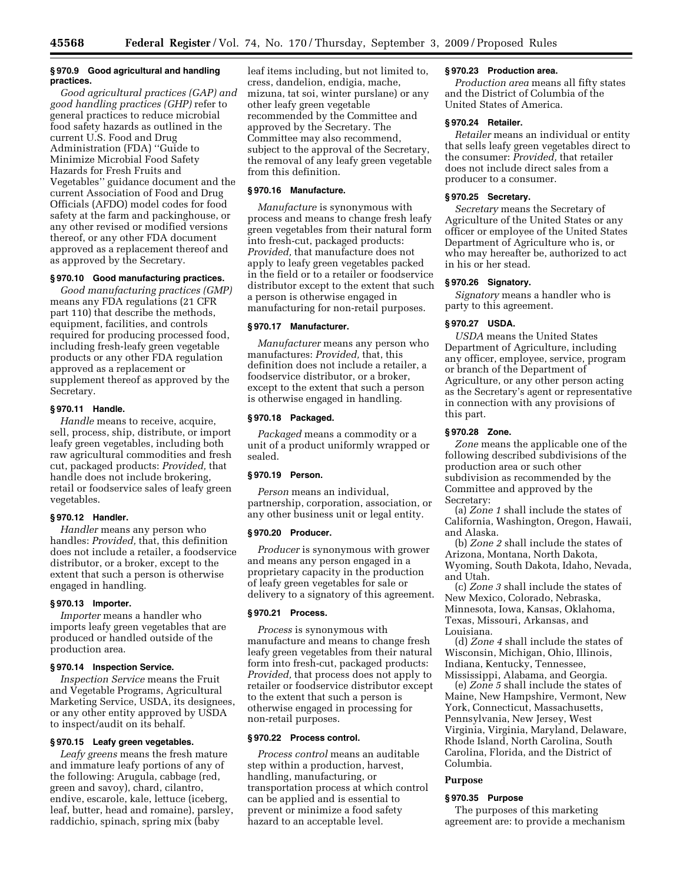#### § 970.9 Good agricultural and handling practices.

*Good agricultural practices (GAP) and good handling practices (GHP)* refer to general practices to reduce microbial food safety hazards as outlined in the current U.S. Food and Drug Administration (FDA) ''Guide to Minimize Microbial Food Safety Hazards for Fresh Fruits and Vegetables'' guidance document and the current Association of Food and Drug Officials (AFDO) model codes for food safety at the farm and packinghouse, or any other revised or modified versions thereof, or any other FDA document approved as a replacement thereof and as approved by the Secretary.

#### § 970.10 Good manufacturing practices.

*Good manufacturing practices (GMP)* means any FDA regulations (21 CFR part 110) that describe the methods, equipment, facilities, and controls required for producing processed food, including fresh-leafy green vegetable products or any other FDA regulation approved as a replacement or supplement thereof as approved by the Secretary.

#### § 970.11 Handle.

*Handle* means to receive, acquire, sell, process, ship, distribute, or import leafy green vegetables, including both raw agricultural commodities and fresh cut, packaged products: *Provided,* that handle does not include brokering, retail or foodservice sales of leafy green vegetables.

#### § 970.12 Handler.

*Handler* means any person who handles: *Provided,* that, this definition does not include a retailer, a foodservice distributor, or a broker, except to the extent that such a person is otherwise engaged in handling.

#### § 970.13 Importer.

*Importer* means a handler who imports leafy green vegetables that are produced or handled outside of the production area.

#### § 970.14 Inspection Service.

*Inspection Service* means the Fruit and Vegetable Programs, Agricultural Marketing Service, USDA, its designees, or any other entity approved by USDA to inspect/audit on its behalf.

#### § 970.15 Leafy green vegetables.

*Leafy greens* means the fresh mature and immature leafy portions of any of the following: Arugula, cabbage (red, green and savoy), chard, cilantro, endive, escarole, kale, lettuce (iceberg, leaf, butter, head and romaine), parsley, raddichio, spinach, spring mix (baby leaf items including, but not limited to, cress, dandelion, endigia, mache, mizuna, tat soi, winter purslane) or any other leafy green vegetable recommended by the Committee and approved by the Secretary. The Committee may also recommend, subject to the approval of the Secretary, the removal of any leafy green vegetable from this definition.

#### § 970.16 Manufacture.

*Manufacture* is synonymous with process and means to change fresh leafy green vegetables from their natural form into fresh-cut, packaged products: *Provided,* that manufacture does not apply to leafy green vegetables packed in the field or to a retailer or foodservice distributor except to the extent that such a person is otherwise engaged in manufacturing for non-retail purposes.

#### § 970.17 Manufacturer.

*Manufacturer* means any person who manufactures: *Provided,* that, this definition does not include a retailer, a foodservice distributor, or a broker, except to the extent that such a person is otherwise engaged in handling.

#### § 970.18 Packaged.

*Packaged* means a commodity or a unit of a product uniformly wrapped or sealed.

#### § 970.19 Person.

*Person* means an individual, partnership, corporation, association, or any other business unit or legal entity.

#### § 970.20 Producer.

*Producer* is synonymous with grower and means any person engaged in a proprietary capacity in the production of leafy green vegetables for sale or delivery to a signatory of this agreement.

#### § 970.21 Process.

*Process* is synonymous with manufacture and means to change fresh leafy green vegetables from their natural form into fresh-cut, packaged products: *Provided,* that process does not apply to retailer or foodservice distributor except to the extent that such a person is otherwise engaged in processing for non-retail purposes.

#### § 970.22 Process control.

*Process control* means an auditable step within a production, harvest, handling, manufacturing, or transportation process at which control can be applied and is essential to prevent or minimize a food safety hazard to an acceptable level.

#### § 970.23 Production area.

*Production area* means all fifty states and the District of Columbia of the United States of America.

#### § 970.24 Retailer.

*Retailer* means an individual or entity that sells leafy green vegetables direct to the consumer: *Provided,* that retailer does not include direct sales from a producer to a consumer.

#### § 970.25 Secretary.

*Secretary* means the Secretary of Agriculture of the United States or any officer or employee of the United States Department of Agriculture who is, or who may hereafter be, authorized to act in his or her stead.

#### § 970.26 Signatory.

*Signatory* means a handler who is party to this agreement.

#### § 970.27 USDA.

*USDA* means the United States Department of Agriculture, including any officer, employee, service, program or branch of the Department of Agriculture, or any other person acting as the Secretary's agent or representative in connection with any provisions of this part.

#### § 970.28 Zone.

*Zone* means the applicable one of the following described subdivisions of the production area or such other subdivision as recommended by the Committee and approved by the Secretary:

(a) *Zone 1* shall include the states of California, Washington, Oregon, Hawaii, and Alaska.

(b) *Zone 2* shall include the states of Arizona, Montana, North Dakota, Wyoming, South Dakota, Idaho, Nevada, and Utah.

(c) *Zone 3* shall include the states of New Mexico, Colorado, Nebraska, Minnesota, Iowa, Kansas, Oklahoma, Texas, Missouri, Arkansas, and Louisiana.

(d) *Zone 4* shall include the states of Wisconsin, Michigan, Ohio, Illinois, Indiana, Kentucky, Tennessee, Mississippi, Alabama, and Georgia.

(e) *Zone 5* shall include the states of Maine, New Hampshire, Vermont, New York, Connecticut, Massachusetts, Pennsylvania, New Jersey, West Virginia, Virginia, Maryland, Delaware, Rhode Island, North Carolina, South Carolina, Florida, and the District of Columbia.

### Purpose

#### § 970.35 Purpose

The purposes of this marketing agreement are: to provide a mechanism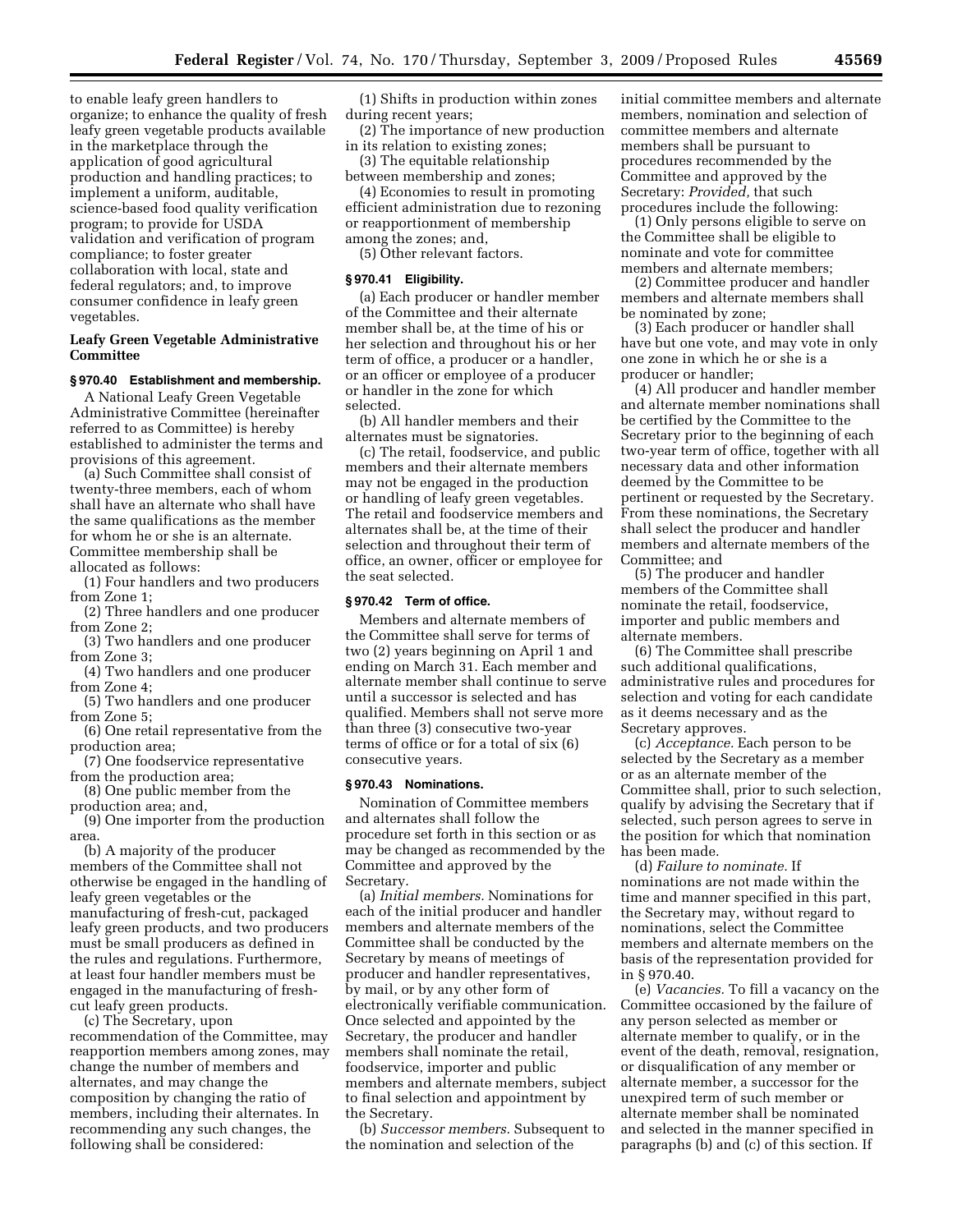to enable leafy green handlers to organize; to enhance the quality of fresh leafy green vegetable products available in the marketplace through the application of good agricultural production and handling practices; to implement a uniform, auditable, science-based food quality verification program; to provide for USDA validation and verification of program compliance; to foster greater collaboration with local, state and federal regulators; and, to improve consumer confidence in leafy green vegetables.

## Leafy Green Vegetable Administrative Committee

### § 970.40 Establishment and membership.

A National Leafy Green Vegetable Administrative Committee (hereinafter referred to as Committee) is hereby established to administer the terms and provisions of this agreement.

(a) Such Committee shall consist of twenty-three members, each of whom shall have an alternate who shall have the same qualifications as the member for whom he or she is an alternate. Committee membership shall be allocated as follows:

(1) Four handlers and two producers from Zone 1;

(2) Three handlers and one producer from Zone 2;

(3) Two handlers and one producer from Zone 3;

(4) Two handlers and one producer from Zone 4;

(5) Two handlers and one producer from Zone 5;

(6) One retail representative from the production area;

(7) One foodservice representative from the production area;

(8) One public member from the production area; and,

(9) One importer from the production area.

(b) A majority of the producer members of the Committee shall not otherwise be engaged in the handling of leafy green vegetables or the manufacturing of fresh-cut, packaged leafy green products, and two producers must be small producers as defined in the rules and regulations. Furthermore, at least four handler members must be engaged in the manufacturing of fresh-cut leafy green products.

(c) The Secretary, upon recommendation of the Committee, may reapportion members among zones, may change the number of members and alternates, and may change the composition by changing the ratio of members, including their alternates. In recommending any such changes, the following shall be considered:

(1) Shifts in production within zones during recent years;

(2) The importance of new production in its relation to existing zones;

(3) The equitable relationship between membership and zones;

(4) Economies to result in promoting efficient administration due to rezoning or reapportionment of membership among the zones; and,

(5) Other relevant factors.

### § 970.41 Eligibility.

(a) Each producer or handler member of the Committee and their alternate member shall be, at the time of his or her selection and throughout his or her term of office, a producer or a handler, or an officer or employee of a producer or handler in the zone for which selected.

(b) All handler members and their alternates must be signatories.

(c) The retail, foodservice, and public members and their alternate members may not be engaged in the production or handling of leafy green vegetables. The retail and foodservice members and alternates shall be, at the time of their selection and throughout their term of office, an owner, officer or employee for the seat selected.

### § 970.42 Term of office.

Members and alternate members of the Committee shall serve for terms of two (2) years beginning on April 1 and ending on March 31. Each member and alternate member shall continue to serve until a successor is selected and has qualified. Members shall not serve more than three (3) consecutive two-year terms of office or for a total of six (6) consecutive years.

### § 970.43 Nominations.

Nomination of Committee members and alternates shall follow the procedure set forth in this section or as may be changed as recommended by the Committee and approved by the Secretary.

(a) *Initial members.* Nominations for each of the initial producer and handler members and alternate members of the Committee shall be conducted by the Secretary by means of meetings of producer and handler representatives, by mail, or by any other form of electronically verifiable communication. Once selected and appointed by the Secretary, the producer and handler members shall nominate the retail, foodservice, importer and public members and alternate members, subject to final selection and appointment by the Secretary.

(b) *Successor members.* Subsequent to the nomination and selection of the initial committee members and alternate members, nomination and selection of committee members and alternate members shall be pursuant to procedures recommended by the Committee and approved by the Secretary: *Provided,* that such procedures include the following:

(1) Only persons eligible to serve on the Committee shall be eligible to nominate and vote for committee members and alternate members;

(2) Committee producer and handler members and alternate members shall be nominated by zone;

(3) Each producer or handler shall have but one vote, and may vote in only one zone in which he or she is a producer or handler;

(4) All producer and handler member and alternate member nominations shall be certified by the Committee to the Secretary prior to the beginning of each two-year term of office, together with all necessary data and other information deemed by the Committee to be pertinent or requested by the Secretary. From these nominations, the Secretary shall select the producer and handler members and alternate members of the Committee; and

(5) The producer and handler members of the Committee shall nominate the retail, foodservice, importer and public members and alternate members.

(6) The Committee shall prescribe such additional qualifications, administrative rules and procedures for selection and voting for each candidate as it deems necessary and as the Secretary approves.

(c) *Acceptance.* Each person to be selected by the Secretary as a member or as an alternate member of the Committee shall, prior to such selection, qualify by advising the Secretary that if selected, such person agrees to serve in the position for which that nomination has been made.

(d) *Failure to nominate.* If nominations are not made within the time and manner specified in this part, the Secretary may, without regard to nominations, select the Committee members and alternate members on the basis of the representation provided for in § 970.40.

(e) *Vacancies.* To fill a vacancy on the Committee occasioned by the failure of any person selected as member or alternate member to qualify, or in the event of the death, removal, resignation, or disqualification of any member or alternate member, a successor for the unexpired term of such member or alternate member shall be nominated and selected in the manner specified in paragraphs (b) and (c) of this section. If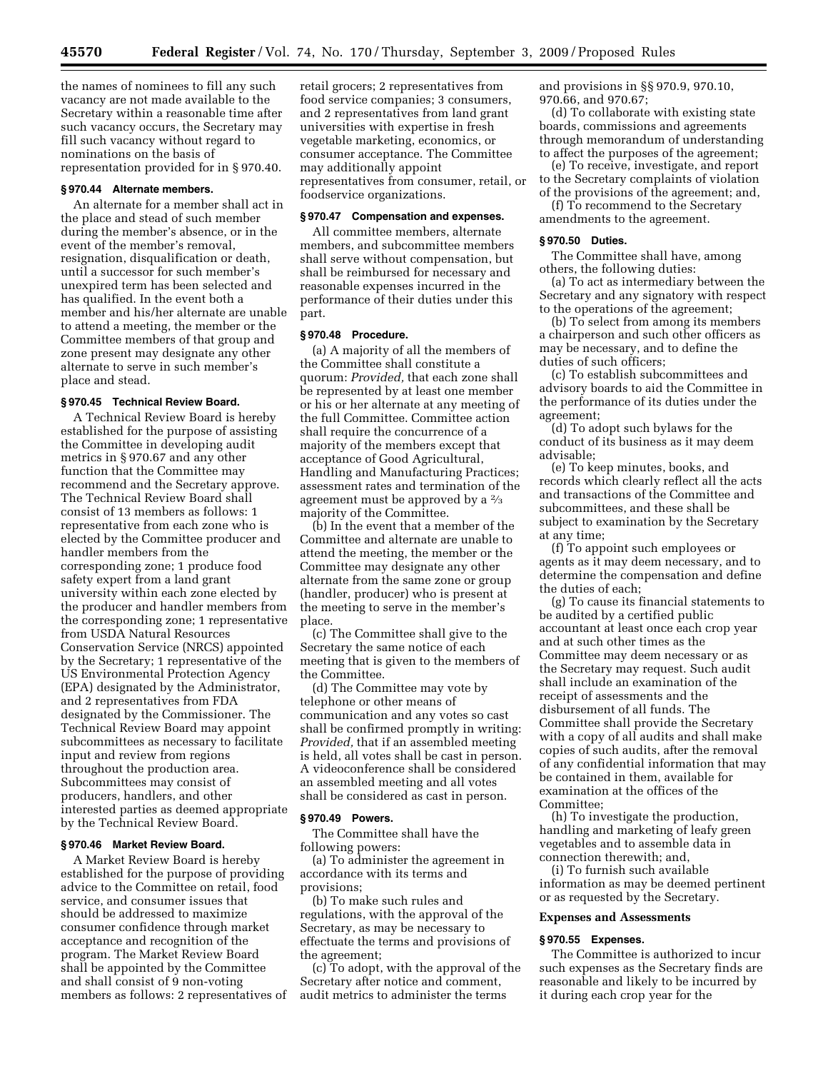the names of nominees to fill any such vacancy are not made available to the Secretary within a reasonable time after such vacancy occurs, the Secretary may fill such vacancy without regard to nominations on the basis of representation provided for in § 970.40.

### § 970.44 Alternate members.

An alternate for a member shall act in the place and stead of such member during the member's absence, or in the event of the member's removal, resignation, disqualification or death, until a successor for such member's unexpired term has been selected and has qualified. In the event both a member and his/her alternate are unable to attend a meeting, the member or the Committee members of that group and zone present may designate any other alternate to serve in such member's place and stead.

### § 970.45 Technical Review Board.

A Technical Review Board is hereby established for the purpose of assisting the Committee in developing audit metrics in § 970.67 and any other function that the Committee may recommend and the Secretary approve. The Technical Review Board shall consist of 13 members as follows: 1 representative from each zone who is elected by the Committee producer and handler members from the corresponding zone; 1 produce food safety expert from a land grant university within each zone elected by the producer and handler members from the corresponding zone; 1 representative from USDA Natural Resources Conservation Service (NRCS) appointed by the Secretary; 1 representative of the US Environmental Protection Agency (EPA) designated by the Administrator, and 2 representatives from FDA designated by the Commissioner. The Technical Review Board may appoint subcommittees as necessary to facilitate input and review from regions throughout the production area. Subcommittees may consist of producers, handlers, and other interested parties as deemed appropriate by the Technical Review Board.

### § 970.46 Market Review Board.

A Market Review Board is hereby established for the purpose of providing advice to the Committee on retail, food service, and consumer issues that should be addressed to maximize consumer confidence through market acceptance and recognition of the program. The Market Review Board shall be appointed by the Committee and shall consist of 9 non-voting members as follows: 2 representatives of retail grocers; 2 representatives from food service companies; 3 consumers, and 2 representatives from land grant universities with expertise in fresh vegetable marketing, economics, or consumer acceptance. The Committee may additionally appoint representatives from consumer, retail, or foodservice organizations.

### § 970.47 Compensation and expenses.

All committee members, alternate members, and subcommittee members shall serve without compensation, but shall be reimbursed for necessary and reasonable expenses incurred in the performance of their duties under this part.

### § 970.48 Procedure.

(a) A majority of all the members of the Committee shall constitute a quorum: *Provided,* that each zone shall be represented by at least one member or his or her alternate at any meeting of the full Committee. Committee action shall require the concurrence of a majority of the members except that acceptance of Good Agricultural, Handling and Manufacturing Practices; assessment rates and termination of the agreement must be approved by a ⅔ majority of the Committee.

(b) In the event that a member of the Committee and alternate are unable to attend the meeting, the member or the Committee may designate any other alternate from the same zone or group (handler, producer) who is present at the meeting to serve in the member's place.

(c) The Committee shall give to the Secretary the same notice of each meeting that is given to the members of the Committee.

(d) The Committee may vote by telephone or other means of communication and any votes so cast shall be confirmed promptly in writing: *Provided,* that if an assembled meeting is held, all votes shall be cast in person. A videoconference shall be considered an assembled meeting and all votes shall be considered as cast in person.

### § 970.49 Powers.

The Committee shall have the following powers:

(a) To administer the agreement in accordance with its terms and provisions;

(b) To make such rules and regulations, with the approval of the Secretary, as may be necessary to effectuate the terms and provisions of the agreement;

(c) To adopt, with the approval of the Secretary after notice and comment, audit metrics to administer the terms and provisions in §§ 970.9, 970.10, 970.66, and 970.67;

(d) To collaborate with existing state boards, commissions and agreements through memorandum of understanding to affect the purposes of the agreement;

(e) To receive, investigate, and report to the Secretary complaints of violation of the provisions of the agreement; and,

(f) To recommend to the Secretary amendments to the agreement.

### § 970.50 Duties.

The Committee shall have, among others, the following duties:

(a) To act as intermediary between the Secretary and any signatory with respect to the operations of the agreement;

(b) To select from among its members a chairperson and such other officers as may be necessary, and to define the duties of such officers;

(c) To establish subcommittees and advisory boards to aid the Committee in the performance of its duties under the agreement;

(d) To adopt such bylaws for the conduct of its business as it may deem advisable;

(e) To keep minutes, books, and records which clearly reflect all the acts and transactions of the Committee and subcommittees, and these shall be subject to examination by the Secretary at any time;

(f) To appoint such employees or agents as it may deem necessary, and to determine the compensation and define the duties of each;

(g) To cause its financial statements to be audited by a certified public accountant at least once each crop year and at such other times as the Committee may deem necessary or as the Secretary may request. Such audit shall include an examination of the receipt of assessments and the disbursement of all funds. The Committee shall provide the Secretary with a copy of all audits and shall make copies of such audits, after the removal of any confidential information that may be contained in them, available for examination at the offices of the Committee;

(h) To investigate the production, handling and marketing of leafy green vegetables and to assemble data in connection therewith; and,

(i) To furnish such available information as may be deemed pertinent or as requested by the Secretary.

## Expenses and Assessments

### § 970.55 Expenses.

The Committee is authorized to incur such expenses as the Secretary finds are reasonable and likely to be incurred by it during each crop year for the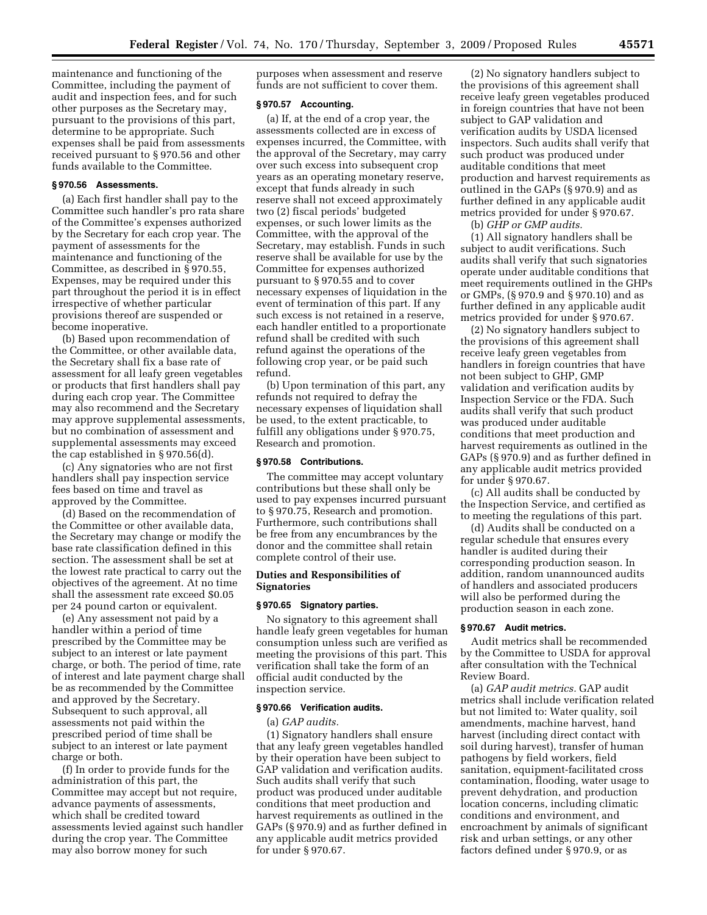maintenance and functioning of the Committee, including the payment of audit and inspection fees, and for such other purposes as the Secretary may, pursuant to the provisions of this part, determine to be appropriate. Such expenses shall be paid from assessments received pursuant to § 970.56 and other funds available to the Committee.

### § 970.56 Assessments.

(a) Each first handler shall pay to the Committee such handler's pro rata share of the Committee's expenses authorized by the Secretary for each crop year. The payment of assessments for the maintenance and functioning of the Committee, as described in § 970.55, Expenses, may be required under this part throughout the period it is in effect irrespective of whether particular provisions thereof are suspended or become inoperative.

(b) Based upon recommendation of the Committee, or other available data, the Secretary shall fix a base rate of assessment for all leafy green vegetables or products that first handlers shall pay during each crop year. The Committee may also recommend and the Secretary may approve supplemental assessments, but no combination of assessment and supplemental assessments may exceed the cap established in § 970.56(d).

(c) Any signatories who are not first handlers shall pay inspection service fees based on time and travel as approved by the Committee.

(d) Based on the recommendation of the Committee or other available data, the Secretary may change or modify the base rate classification defined in this section. The assessment shall be set at the lowest rate practical to carry out the objectives of the agreement. At no time shall the assessment rate exceed $0.05 per 24 pound carton or equivalent.

(e) Any assessment not paid by a handler within a period of time prescribed by the Committee may be subject to an interest or late payment charge, or both. The period of time, rate of interest and late payment charge shall be as recommended by the Committee and approved by the Secretary. Subsequent to such approval, all assessments not paid within the prescribed period of time shall be subject to an interest or late payment charge or both.

(f) In order to provide funds for the administration of this part, the Committee may accept but not require, advance payments of assessments, which shall be credited toward assessments levied against such handler during the crop year. The Committee may also borrow money for such purposes when assessment and reserve funds are not sufficient to cover them.

### § 970.57 Accounting.

(a) If, at the end of a crop year, the assessments collected are in excess of expenses incurred, the Committee, with the approval of the Secretary, may carry over such excess into subsequent crop years as an operating monetary reserve, except that funds already in such reserve shall not exceed approximately two (2) fiscal periods' budgeted expenses, or such lower limits as the Committee, with the approval of the Secretary, may establish. Funds in such reserve shall be available for use by the Committee for expenses authorized pursuant to § 970.55 and to cover necessary expenses of liquidation in the event of termination of this part. If any such excess is not retained in a reserve, each handler entitled to a proportionate refund shall be credited with such refund against the operations of the following crop year, or be paid such refund.

(b) Upon termination of this part, any refunds not required to defray the necessary expenses of liquidation shall be used, to the extent practicable, to fulfill any obligations under § 970.75, Research and promotion.

### § 970.58 Contributions.

The committee may accept voluntary contributions but these shall only be used to pay expenses incurred pursuant to § 970.75, Research and promotion. Furthermore, such contributions shall be free from any encumbrances by the donor and the committee shall retain complete control of their use.

## Duties and Responsibilities of Signatories

### § 970.65 Signatory parties.

No signatory to this agreement shall handle leafy green vegetables for human consumption unless such are verified as meeting the provisions of this part. This verification shall take the form of an official audit conducted by the inspection service.

### § 970.66 Verification audits.

(a) *GAP audits.*

(1) Signatory handlers shall ensure that any leafy green vegetables handled by their operation have been subject to GAP validation and verification audits. Such audits shall verify that such product was produced under auditable conditions that meet production and harvest requirements as outlined in the GAPs (§ 970.9) and as further defined in any applicable audit metrics provided for under § 970.67.

(2) No signatory handlers subject to the provisions of this agreement shall receive leafy green vegetables produced in foreign countries that have not been subject to GAP validation and verification audits by USDA licensed inspectors. Such audits shall verify that such product was produced under auditable conditions that meet production and harvest requirements as outlined in the GAPs (§ 970.9) and as further defined in any applicable audit metrics provided for under § 970.67.

(b) *GHP or GMP audits.*

(1) All signatory handlers shall be subject to audit verifications. Such audits shall verify that such signatories operate under auditable conditions that meet requirements outlined in the GHPs or GMPs, (§ 970.9 and § 970.10) and as further defined in any applicable audit metrics provided for under § 970.67.

(2) No signatory handlers subject to the provisions of this agreement shall receive leafy green vegetables from handlers in foreign countries that have not been subject to GHP, GMP validation and verification audits by Inspection Service or the FDA. Such audits shall verify that such product was produced under auditable conditions that meet production and harvest requirements as outlined in the GAPs (§ 970.9) and as further defined in any applicable audit metrics provided for under § 970.67.

(c) All audits shall be conducted by the Inspection Service, and certified as to meeting the regulations of this part.

(d) Audits shall be conducted on a regular schedule that ensures every handler is audited during their corresponding production season. In addition, random unannounced audits of handlers and associated producers will also be performed during the production season in each zone.

### § 970.67 Audit metrics.

Audit metrics shall be recommended by the Committee to USDA for approval after consultation with the Technical Review Board.

(a) *GAP audit metrics.* GAP audit metrics shall include verification related but not limited to: Water quality, soil amendments, machine harvest, hand harvest (including direct contact with soil during harvest), transfer of human pathogens by field workers, field sanitation, equipment-facilitated cross contamination, flooding, water usage to prevent dehydration, and production location concerns, including climatic conditions and environment, and encroachment by animals of significant risk and urban settings, or any other factors defined under § 970.9, or as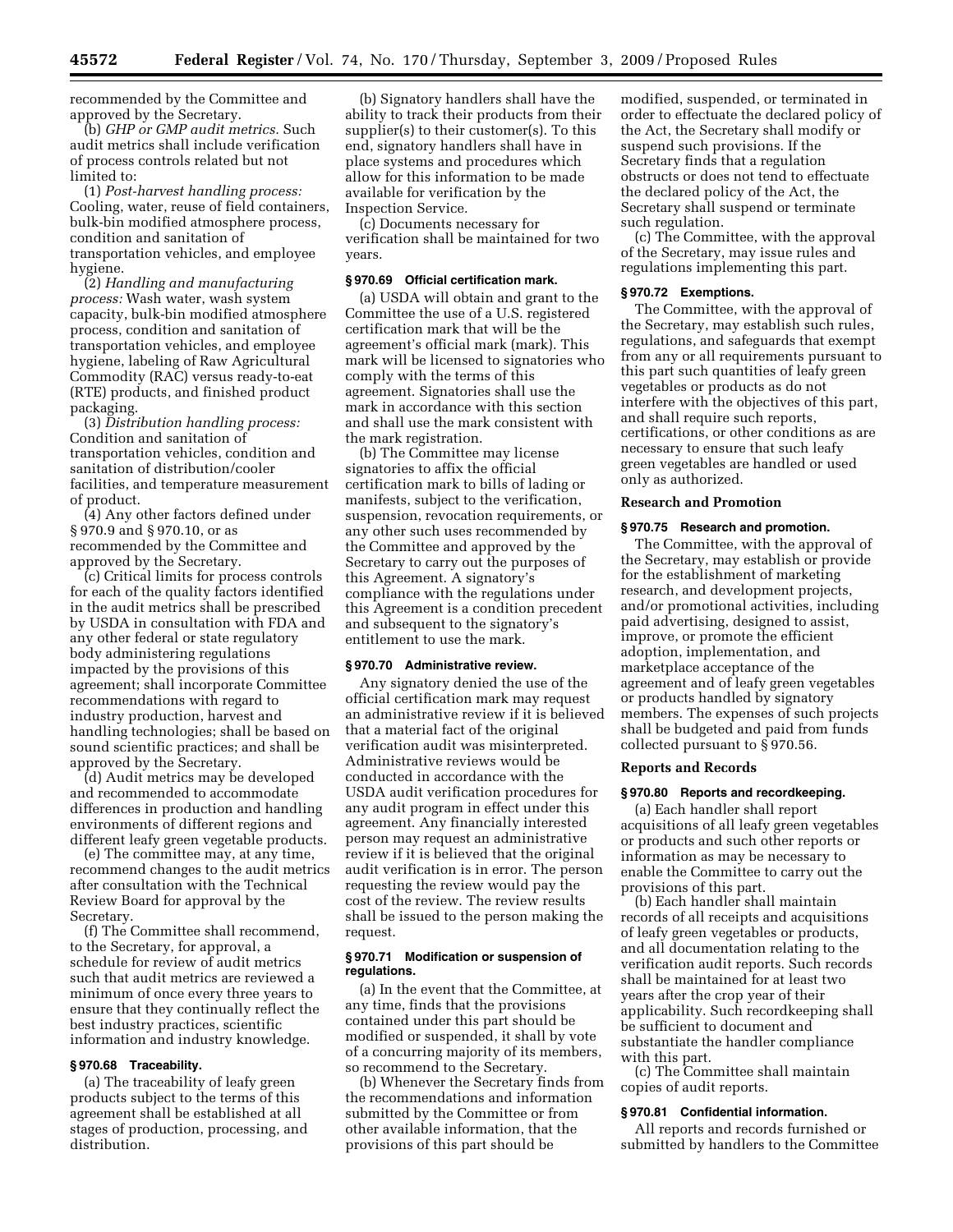recommended by the Committee and approved by the Secretary.

(b) *GHP or GMP audit metrics.* Such audit metrics shall include verification of process controls related but not limited to:

(1) *Post-harvest handling process:* Cooling, water, reuse of field containers, bulk-bin modified atmosphere process, condition and sanitation of transportation vehicles, and employee hygiene.

(2) *Handling and manufacturing process:* Wash water, wash system capacity, bulk-bin modified atmosphere process, condition and sanitation of transportation vehicles, and employee hygiene, labeling of Raw Agricultural Commodity (RAC) versus ready-to-eat (RTE) products, and finished product packaging.

(3) *Distribution handling process:* Condition and sanitation of transportation vehicles, condition and sanitation of distribution/cooler facilities, and temperature measurement of product.

(4) Any other factors defined under § 970.9 and § 970.10, or as recommended by the Committee and approved by the Secretary.

(c) Critical limits for process controls for each of the quality factors identified in the audit metrics shall be prescribed by USDA in consultation with FDA and any other federal or state regulatory body administering regulations impacted by the provisions of this agreement; shall incorporate Committee recommendations with regard to industry production, harvest and handling technologies; shall be based on sound scientific practices; and shall be approved by the Secretary.

(d) Audit metrics may be developed and recommended to accommodate differences in production and handling environments of different regions and different leafy green vegetable products.

(e) The committee may, at any time, recommend changes to the audit metrics after consultation with the Technical Review Board for approval by the Secretary.

(f) The Committee shall recommend, to the Secretary, for approval, a schedule for review of audit metrics such that audit metrics are reviewed a minimum of once every three years to ensure that they continually reflect the best industry practices, scientific information and industry knowledge.

### § 970.68 Traceability.

(a) The traceability of leafy green products subject to the terms of this agreement shall be established at all stages of production, processing, and distribution.

(b) Signatory handlers shall have the ability to track their products from their supplier(s) to their customer(s). To this end, signatory handlers shall have in place systems and procedures which allow for this information to be made available for verification by the Inspection Service.

(c) Documents necessary for verification shall be maintained for two years.

### § 970.69 Official certification mark.

(a) USDA will obtain and grant to the Committee the use of a U.S. registered certification mark that will be the agreement's official mark (mark). This mark will be licensed to signatories who comply with the terms of this agreement. Signatories shall use the mark in accordance with this section and shall use the mark consistent with the mark registration.

(b) The Committee may license signatories to affix the official certification mark to bills of lading or manifests, subject to the verification, suspension, revocation requirements, or any other such uses recommended by the Committee and approved by the Secretary to carry out the purposes of this Agreement. A signatory's compliance with the regulations under this Agreement is a condition precedent and subsequent to the signatory's entitlement to use the mark.

### § 970.70 Administrative review.

Any signatory denied the use of the official certification mark may request an administrative review if it is believed that a material fact of the original verification audit was misinterpreted. Administrative reviews would be conducted in accordance with the USDA audit verification procedures for any audit program in effect under this agreement. Any financially interested person may request an administrative review if it is believed that the original audit verification is in error. The person requesting the review would pay the cost of the review. The review results shall be issued to the person making the request.

### § 970.71 Modification or suspension of regulations.

(a) In the event that the Committee, at any time, finds that the provisions contained under this part should be modified or suspended, it shall by vote of a concurring majority of its members, so recommend to the Secretary.

(b) Whenever the Secretary finds from the recommendations and information submitted by the Committee or from other available information, that the provisions of this part should be modified, suspended, or terminated in order to effectuate the declared policy of the Act, the Secretary shall modify or suspend such provisions. If the Secretary finds that a regulation obstructs or does not tend to effectuate the declared policy of the Act, the Secretary shall suspend or terminate such regulation.

(c) The Committee, with the approval of the Secretary, may issue rules and regulations implementing this part.

### § 970.72 Exemptions.

The Committee, with the approval of the Secretary, may establish such rules, regulations, and safeguards that exempt from any or all requirements pursuant to this part such quantities of leafy green vegetables or products as do not interfere with the objectives of this part, and shall require such reports, certifications, or other conditions as are necessary to ensure that such leafy green vegetables are handled or used only as authorized.

## Research and Promotion

### § 970.75 Research and promotion.

The Committee, with the approval of the Secretary, may establish or provide for the establishment of marketing research, and development projects, and/or promotional activities, including paid advertising, designed to assist, improve, or promote the efficient adoption, implementation, and marketplace acceptance of the agreement and of leafy green vegetables or products handled by signatory members. The expenses of such projects shall be budgeted and paid from funds collected pursuant to § 970.56.

## Reports and Records

### § 970.80 Reports and recordkeeping.

(a) Each handler shall report acquisitions of all leafy green vegetables or products and such other reports or information as may be necessary to enable the Committee to carry out the provisions of this part.

(b) Each handler shall maintain records of all receipts and acquisitions of leafy green vegetables or products, and all documentation relating to the verification audit reports. Such records shall be maintained for at least two years after the crop year of their applicability. Such recordkeeping shall be sufficient to document and substantiate the handler compliance with this part.

(c) The Committee shall maintain copies of audit reports.

### § 970.81 Confidential information.

All reports and records furnished or submitted by handlers to the Committee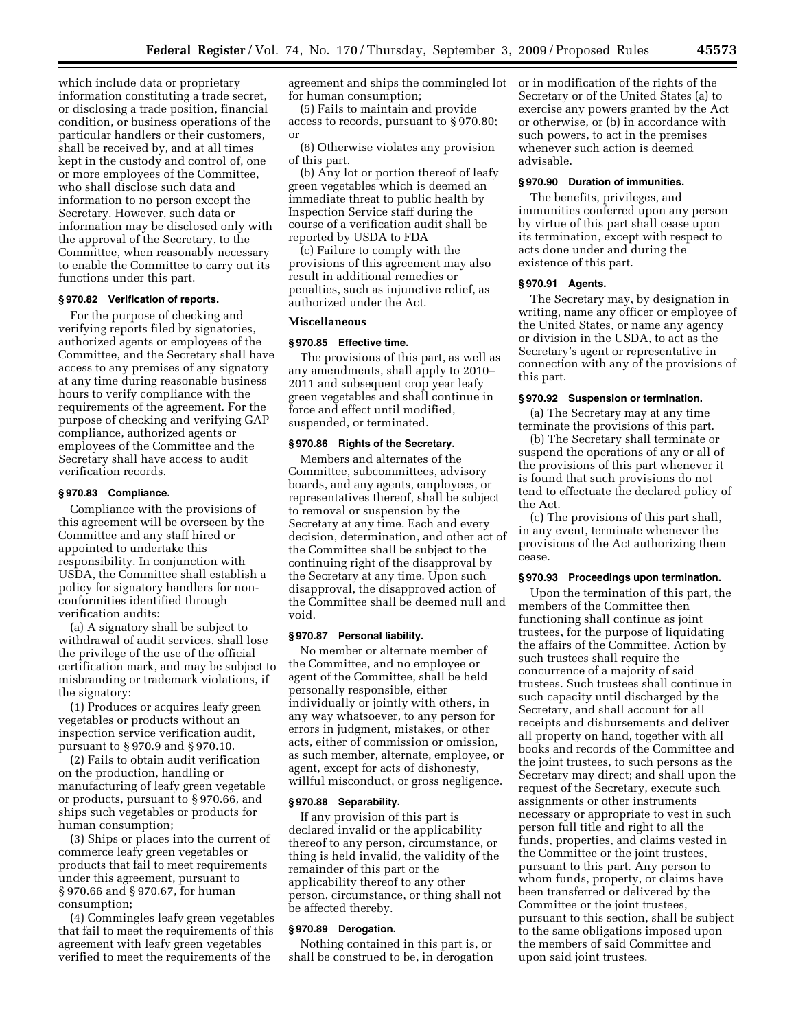which include data or proprietary information constituting a trade secret, or disclosing a trade position, financial condition, or business operations of the particular handlers or their customers, shall be received by, and at all times kept in the custody and control of, one or more employees of the Committee, who shall disclose such data and information to no person except the Secretary. However, such data or information may be disclosed only with the approval of the Secretary, to the Committee, when reasonably necessary to enable the Committee to carry out its functions under this part.

### § 970.82 Verification of reports.

For the purpose of checking and verifying reports filed by signatories, authorized agents or employees of the Committee, and the Secretary shall have access to any premises of any signatory at any time during reasonable business hours to verify compliance with the requirements of the agreement. For the purpose of checking and verifying GAP compliance, authorized agents or employees of the Committee and the Secretary shall have access to audit verification records.

### § 970.83 Compliance.

Compliance with the provisions of this agreement will be overseen by the Committee and any staff hired or appointed to undertake this responsibility. In conjunction with USDA, the Committee shall establish a policy for signatory handlers for non-conformities identified through verification audits:

(a) A signatory shall be subject to withdrawal of audit services, shall lose the privilege of the use of the official certification mark, and may be subject to misbranding or trademark violations, if the signatory:

(1) Produces or acquires leafy green vegetables or products without an inspection service verification audit, pursuant to § 970.9 and § 970.10.

(2) Fails to obtain audit verification on the production, handling or manufacturing of leafy green vegetable or products, pursuant to § 970.66, and ships such vegetables or products for human consumption;

(3) Ships or places into the current of commerce leafy green vegetables or products that fail to meet requirements under this agreement, pursuant to § 970.66 and § 970.67, for human consumption;

(4) Commingles leafy green vegetables that fail to meet the requirements of this agreement with leafy green vegetables verified to meet the requirements of the agreement and ships the commingled lot for human consumption;

(5) Fails to maintain and provide access to records, pursuant to § 970.80; or

(6) Otherwise violates any provision of this part.

(b) Any lot or portion thereof of leafy green vegetables which is deemed an immediate threat to public health by Inspection Service staff during the course of a verification audit shall be reported by USDA to FDA

(c) Failure to comply with the provisions of this agreement may also result in additional remedies or penalties, such as injunctive relief, as authorized under the Act.

## Miscellaneous

### § 970.85 Effective time.

The provisions of this part, as well as any amendments, shall apply to 2010–2011 and subsequent crop year leafy green vegetables and shall continue in force and effect until modified, suspended, or terminated.

### § 970.86 Rights of the Secretary.

Members and alternates of the Committee, subcommittees, advisory boards, and any agents, employees, or representatives thereof, shall be subject to removal or suspension by the Secretary at any time. Each and every decision, determination, and other act of the Committee shall be subject to the continuing right of the disapproval by the Secretary at any time. Upon such disapproval, the disapproved action of the Committee shall be deemed null and void.

### § 970.87 Personal liability.

No member or alternate member of the Committee, and no employee or agent of the Committee, shall be held personally responsible, either individually or jointly with others, in any way whatsoever, to any person for errors in judgment, mistakes, or other acts, either of commission or omission, as such member, alternate, employee, or agent, except for acts of dishonesty, willful misconduct, or gross negligence.

### § 970.88 Separability.

If any provision of this part is declared invalid or the applicability thereof to any person, circumstance, or thing is held invalid, the validity of the remainder of this part or the applicability thereof to any other person, circumstance, or thing shall not be affected thereby.

### § 970.89 Derogation.

Nothing contained in this part is, or shall be construed to be, in derogation or in modification of the rights of the Secretary or of the United States (a) to exercise any powers granted by the Act or otherwise, or (b) in accordance with such powers, to act in the premises whenever such action is deemed advisable.

### § 970.90 Duration of immunities.

The benefits, privileges, and immunities conferred upon any person by virtue of this part shall cease upon its termination, except with respect to acts done under and during the existence of this part.

### § 970.91 Agents.

The Secretary may, by designation in writing, name any officer or employee of the United States, or name any agency or division in the USDA, to act as the Secretary's agent or representative in connection with any of the provisions of this part.

### § 970.92 Suspension or termination.

(a) The Secretary may at any time terminate the provisions of this part.

(b) The Secretary shall terminate or suspend the operations of any or all of the provisions of this part whenever it is found that such provisions do not tend to effectuate the declared policy of the Act.

(c) The provisions of this part shall, in any event, terminate whenever the provisions of the Act authorizing them cease.

### § 970.93 Proceedings upon termination.

Upon the termination of this part, the members of the Committee then functioning shall continue as joint trustees, for the purpose of liquidating the affairs of the Committee. Action by such trustees shall require the concurrence of a majority of said trustees. Such trustees shall continue in such capacity until discharged by the Secretary, and shall account for all receipts and disbursements and deliver all property on hand, together with all books and records of the Committee and the joint trustees, to such persons as the Secretary may direct; and shall upon the request of the Secretary, execute such assignments or other instruments necessary or appropriate to vest in such person full title and right to all the funds, properties, and claims vested in the Committee or the joint trustees, pursuant to this part. Any person to whom funds, property, or claims have been transferred or delivered by the Committee or the joint trustees, pursuant to this section, shall be subject to the same obligations imposed upon the members of said Committee and upon said joint trustees.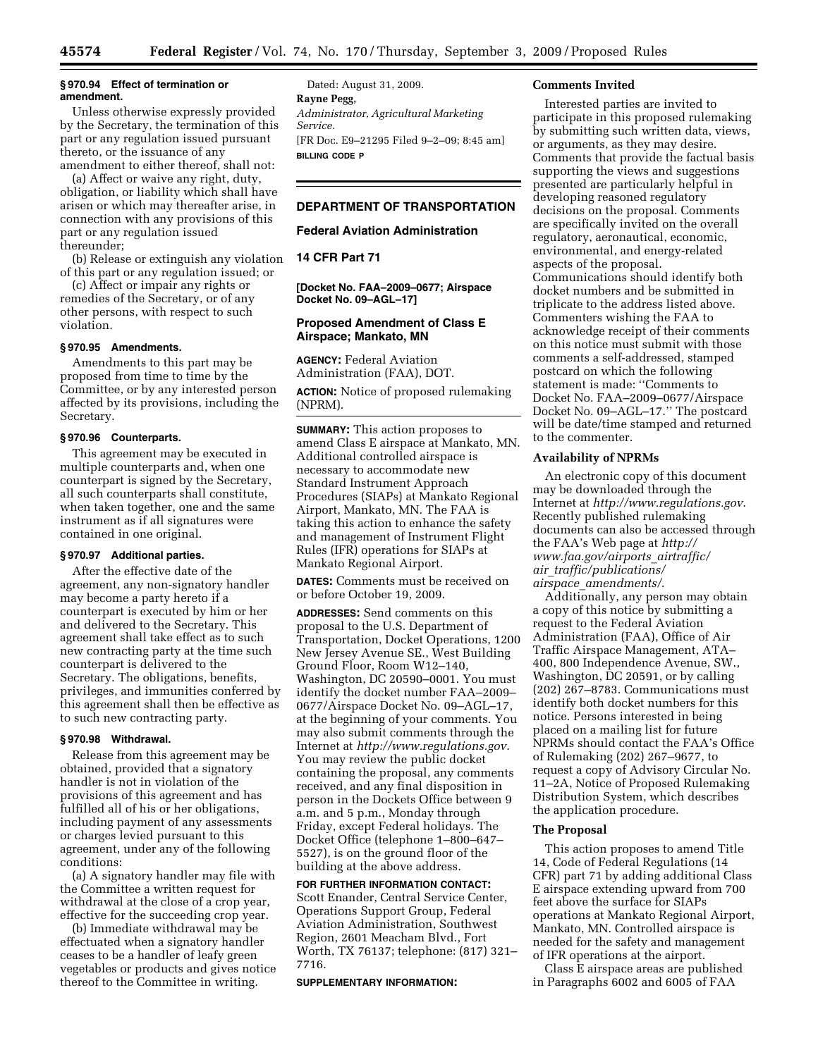### § 970.94 Effect of termination or amendment.

Unless otherwise expressly provided by the Secretary, the termination of this part or any regulation issued pursuant thereto, or the issuance of any amendment to either thereof, shall not:

(a) Affect or waive any right, duty, obligation, or liability which shall have arisen or which may thereafter arise, in connection with any provisions of this part or any regulation issued thereunder;

(b) Release or extinguish any violation of this part or any regulation issued; or

(c) Affect or impair any rights or remedies of the Secretary, or of any other persons, with respect to such violation.

### § 970.95 Amendments.

Amendments to this part may be proposed from time to time by the Committee, or by any interested person affected by its provisions, including the Secretary.

### § 970.96 Counterparts.

This agreement may be executed in multiple counterparts and, when one counterpart is signed by the Secretary, all such counterparts shall constitute, when taken together, one and the same instrument as if all signatures were contained in one original.

### § 970.97 Additional parties.

After the effective date of the agreement, any non-signatory handler may become a party hereto if a counterpart is executed by him or her and delivered to the Secretary. This agreement shall take effect as to such new contracting party at the time such counterpart is delivered to the Secretary. The obligations, benefits, privileges, and immunities conferred by this agreement shall then be effective as to such new contracting party.

### § 970.98 Withdrawal.

Release from this agreement may be obtained, provided that a signatory handler is not in violation of the provisions of this agreement and has fulfilled all of his or her obligations, including payment of any assessments or charges levied pursuant to this agreement, under any of the following conditions:

(a) A signatory handler may file with the Committee a written request for withdrawal at the close of a crop year, effective for the succeeding crop year.

(b) Immediate withdrawal may be effectuated when a signatory handler ceases to be a handler of leafy green vegetables or products and gives notice thereof to the Committee in writing.

Dated: August 31, 2009.

**Rayne Pegg,**

*Administrator, Agricultural Marketing Service.*

[FR Doc. E9–21295 Filed 9–2–09; 8:45 am]

**BILLING CODE P**

---

## DEPARTMENT OF TRANSPORTATION

### Federal Aviation Administration

### 14 CFR Part 71

**[Docket No. FAA–2009–0677; Airspace Docket No. 09–AGL–17]**

### Proposed Amendment of Class E Airspace; Mankato, MN

**AGENCY:** Federal Aviation Administration (FAA), DOT.

**ACTION:** Notice of proposed rulemaking (NPRM).

**SUMMARY:** This action proposes to amend Class E airspace at Mankato, MN. Additional controlled airspace is necessary to accommodate new Standard Instrument Approach Procedures (SIAPs) at Mankato Regional Airport, Mankato, MN. The FAA is taking this action to enhance the safety and management of Instrument Flight Rules (IFR) operations for SIAPs at Mankato Regional Airport.

**DATES:** Comments must be received on or before October 19, 2009.

**ADDRESSES:** Send comments on this proposal to the U.S. Department of Transportation, Docket Operations, 1200 New Jersey Avenue SE., West Building Ground Floor, Room W12–140, Washington, DC 20590–0001. You must identify the docket number FAA–2009–0677/Airspace Docket No. 09–AGL–17, at the beginning of your comments. You may also submit comments through the Internet at *http://www.regulations.gov*. You may review the public docket containing the proposal, any comments received, and any final disposition in person in the Dockets Office between 9 a.m. and 5 p.m., Monday through Friday, except Federal holidays. The Docket Office (telephone 1–800–647–5527), is on the ground floor of the building at the above address.

**FOR FURTHER INFORMATION CONTACT:** Scott Enander, Central Service Center, Operations Support Group, Federal Aviation Administration, Southwest Region, 2601 Meacham Blvd., Fort Worth, TX 76137; telephone: (817) 321–7716.

**SUPPLEMENTARY INFORMATION:**

#### Comments Invited

Interested parties are invited to participate in this proposed rulemaking by submitting such written data, views, or arguments, as they may desire. Comments that provide the factual basis supporting the views and suggestions presented are particularly helpful in developing reasoned regulatory decisions on the proposal. Comments are specifically invited on the overall regulatory, aeronautical, economic, environmental, and energy-related aspects of the proposal. Communications should identify both docket numbers and be submitted in triplicate to the address listed above. Commenters wishing the FAA to acknowledge receipt of their comments on this notice must submit with those comments a self-addressed, stamped postcard on which the following statement is made: ''Comments to Docket No. FAA–2009–0677/Airspace Docket No. 09–AGL–17.'' The postcard will be date/time stamped and returned to the commenter.

#### Availability of NPRMs

An electronic copy of this document may be downloaded through the Internet at *http://www.regulations.gov*. Recently published rulemaking documents can also be accessed through the FAA's Web page at *http://www.faa.gov/airports_airtraffic/air_traffic/publications/airspace_amendments/*.

Additionally, any person may obtain a copy of this notice by submitting a request to the Federal Aviation Administration (FAA), Office of Air Traffic Airspace Management, ATA–400, 800 Independence Avenue, SW., Washington, DC 20591, or by calling (202) 267–8783. Communications must identify both docket numbers for this notice. Persons interested in being placed on a mailing list for future NPRMs should contact the FAA's Office of Rulemaking (202) 267–9677, to request a copy of Advisory Circular No. 11–2A, Notice of Proposed Rulemaking Distribution System, which describes the application procedure.

#### The Proposal

This action proposes to amend Title 14, Code of Federal Regulations (14 CFR) part 71 by adding additional Class E airspace extending upward from 700 feet above the surface for SIAPs operations at Mankato Regional Airport, Mankato, MN. Controlled airspace is needed for the safety and management of IFR operations at the airport.

Class E airspace areas are published in Paragraphs 6002 and 6005 of FAA